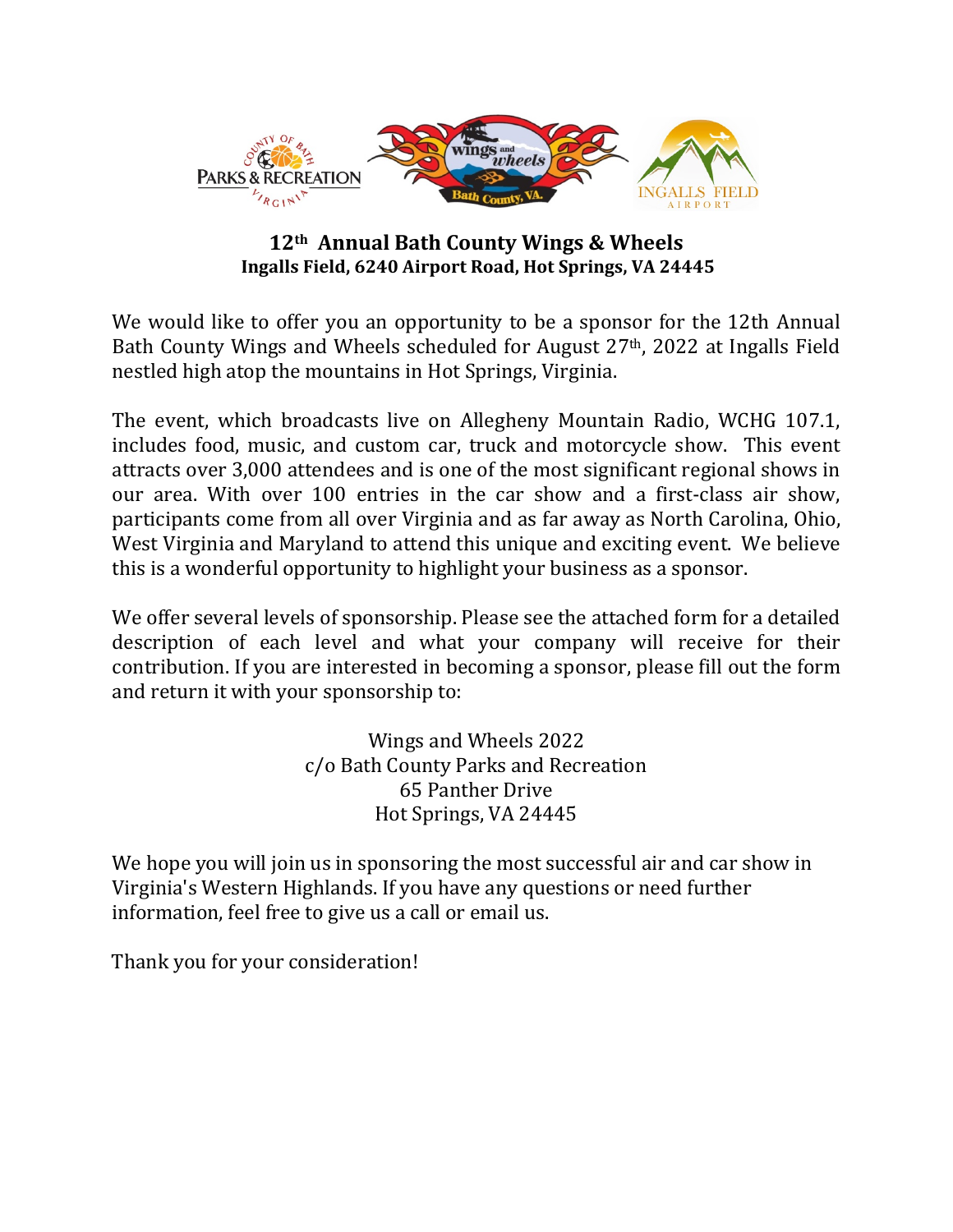**12th Annual Bath County Wings & Wheels**
**Ingalls Field, 6240 Airport Road, Hot Springs, VA 24445**

We would like to offer you an opportunity to be a sponsor for the 12th Annual Bath County Wings and Wheels scheduled for August 27th, 2022 at Ingalls Field nestled high atop the mountains in Hot Springs, Virginia.

The event, which broadcasts live on Allegheny Mountain Radio, WCHG 107.1, includes food, music, and custom car, truck and motorcycle show. This event attracts over 3,000 attendees and is one of the most significant regional shows in our area. With over 100 entries in the car show and a first-class air show, participants come from all over Virginia and as far away as North Carolina, Ohio, West Virginia and Maryland to attend this unique and exciting event. We believe this is a wonderful opportunity to highlight your business as a sponsor.

We offer several levels of sponsorship. Please see the attached form for a detailed description of each level and what your company will receive for their contribution. If you are interested in becoming a sponsor, please fill out the form and return it with your sponsorship to:

Wings and Wheels 2022
c/o Bath County Parks and Recreation
65 Panther Drive
Hot Springs, VA 24445

We hope you will join us in sponsoring the most successful air and car show in Virginia's Western Highlands. If you have any questions or need further information, feel free to give us a call or email us.

Thank you for your consideration!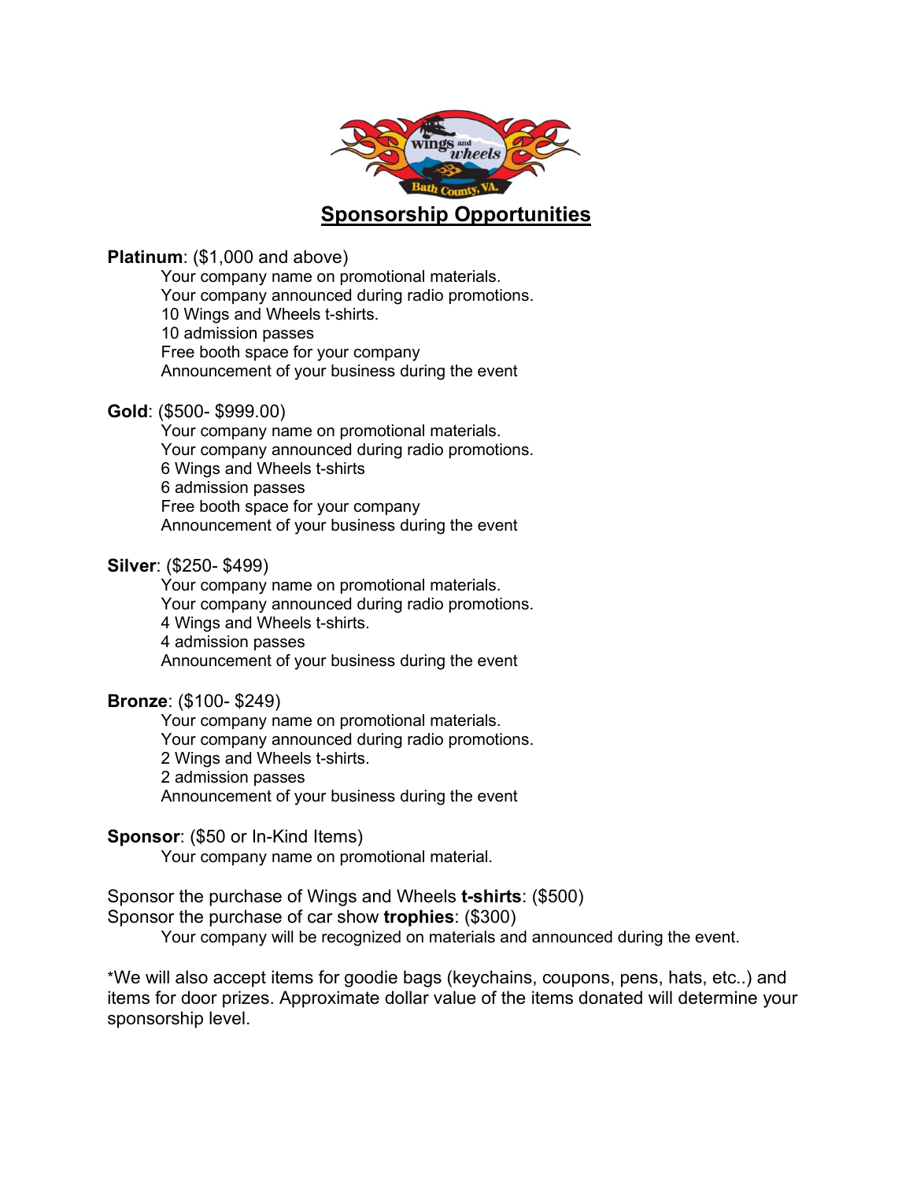## Sponsorship Opportunities

**Platinum**: ($1,000 and above)

- Your company name on promotional materials.
- Your company announced during radio promotions.
- 10 Wings and Wheels t-shirts.
- 10 admission passes
- Free booth space for your company
- Announcement of your business during the event

**Gold**: ($500- $999.00)

- Your company name on promotional materials.
- Your company announced during radio promotions.
- 6 Wings and Wheels t-shirts
- 6 admission passes
- Free booth space for your company
- Announcement of your business during the event

**Silver**: ($250- $499)

- Your company name on promotional materials.
- Your company announced during radio promotions.
- 4 Wings and Wheels t-shirts.
- 4 admission passes
- Announcement of your business during the event

**Bronze**: ($100- $249)

- Your company name on promotional materials.
- Your company announced during radio promotions.
- 2 Wings and Wheels t-shirts.
- 2 admission passes
- Announcement of your business during the event

**Sponsor**: ($50 or In-Kind Items)

- Your company name on promotional material.

Sponsor the purchase of Wings and Wheels **t-shirts**: ($500)
Sponsor the purchase of car show **trophies**: ($300)

- Your company will be recognized on materials and announced during the event.

*We will also accept items for goodie bags (keychains, coupons, pens, hats, etc..) and items for door prizes. Approximate dollar value of the items donated will determine your sponsorship level.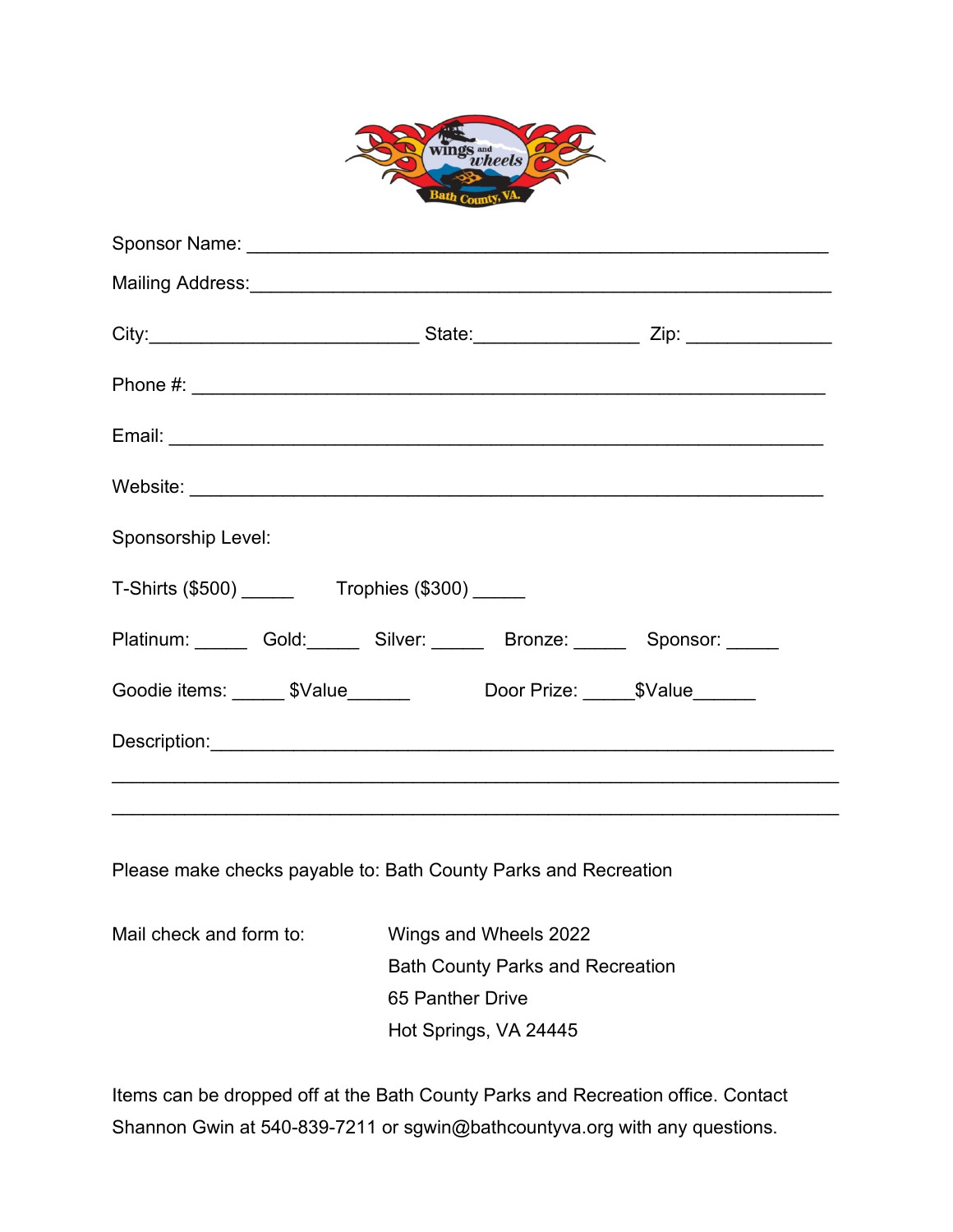Sponsor Name: ___________________________________________________________

Mailing Address:_________________________________________________________

City:___________________________ State:________________ Zip: ______________

Phone #: _______________________________________________________________

Email: _________________________________________________________________

Website: _______________________________________________________________

Sponsorship Level:

T-Shirts ($500) _____ Trophies ($300) _____

Platinum: _____ Gold:_____ Silver: _____ Bronze: _____ Sponsor: _____

Goodie items: _____ $Value______ Door Prize: _____$Value______

Description:_____________________________________________________________

_______________________________________________________________________

_______________________________________________________________________

Please make checks payable to: Bath County Parks and Recreation

Mail check and form to:

Wings and Wheels 2022
Bath County Parks and Recreation
65 Panther Drive
Hot Springs, VA 24445

Items can be dropped off at the Bath County Parks and Recreation office. Contact Shannon Gwin at 540-839-7211 or sgwin@bathcountyva.org with any questions.